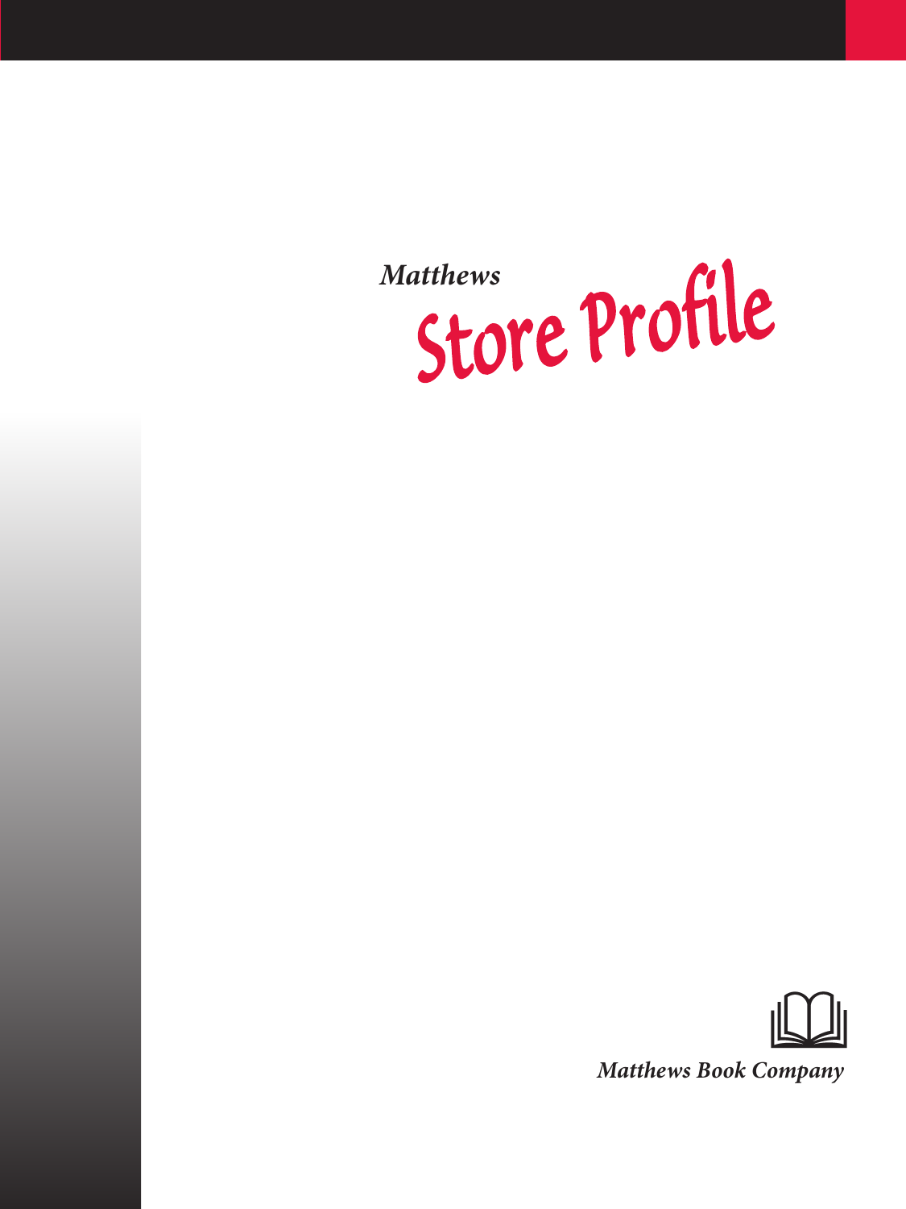*Matthews*

# Store Profile

***Matthews Book Company***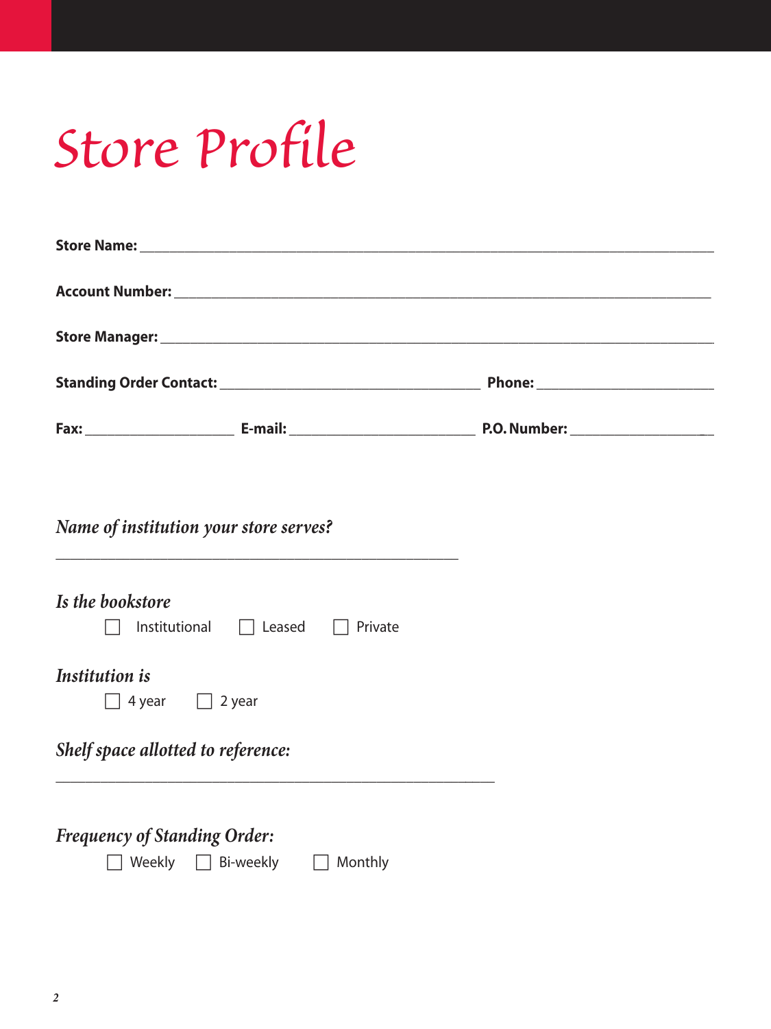# Store Profile

**Store Name:** ____________________________________________________________________________

**Account Number:** _______________________________________________________________________

**Store Manager:** _________________________________________________________________________

**Standing Order Contact:** __________________________________ **Phone:** _______________________

**Fax:** ____________________ **E-mail:** ________________________ **P.O. Number:** ___________________

*Name of institution your store serves?*

______________________________________________________

*Is the bookstore*

☐ Institutional ☐ Leased ☐ Private

*Institution is*

☐ 4 year ☐ 2 year

*Shelf space allotted to reference:*

___________________________________________________________

*Frequency of Standing Order:*

☐ Weekly ☐ Bi-weekly ☐ Monthly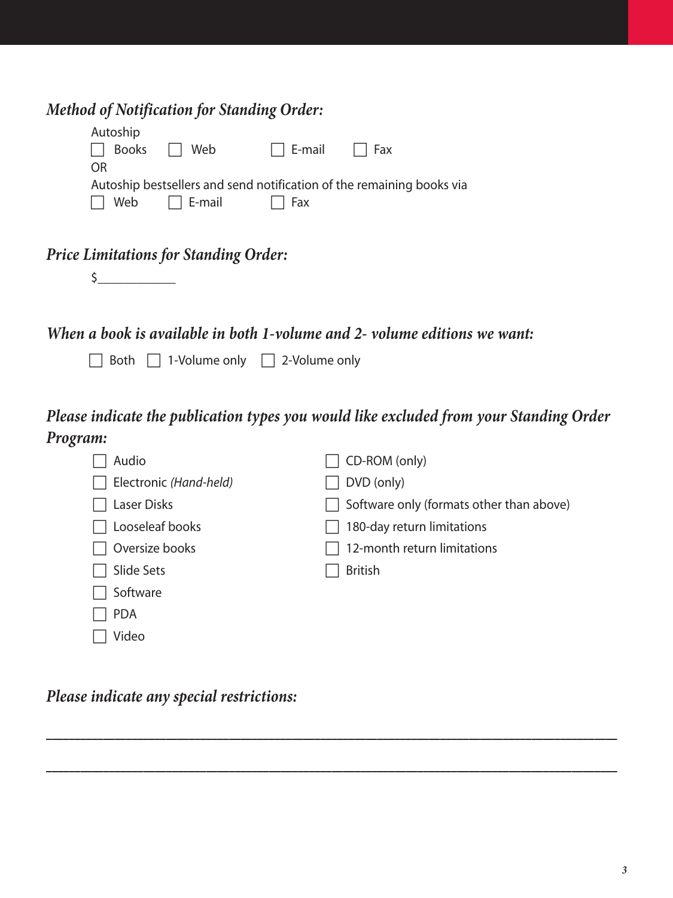## *Method of Notification for Standing Order:*

Autoship

☐ Books ☐ Web ☐ E-mail ☐ Fax

OR

Autoship bestsellers and send notification of the remaining books via

☐ Web ☐ E-mail ☐ Fax

## *Price Limitations for Standing Order:*

$____________

## *When a book is available in both 1-volume and 2- volume editions we want:*

☐ Both ☐ 1-Volume only ☐ 2-Volume only

## *Please indicate the publication types you would like excluded from your Standing Order Program:*

- ☐ Audio
- ☐ Electronic *(Hand-held)*
- ☐ Laser Disks
- ☐ Looseleaf books
- ☐ Oversize books
- ☐ Slide Sets
- ☐ Software
- ☐ PDA
- ☐ Video
- ☐ CD-ROM (only)
- ☐ DVD (only)
- ☐ Software only (formats other than above)
- ☐ 180-day return limitations
- ☐ 12-month return limitations
- ☐ British

## *Please indicate any special restrictions:*

______________________________________________________________________________

______________________________________________________________________________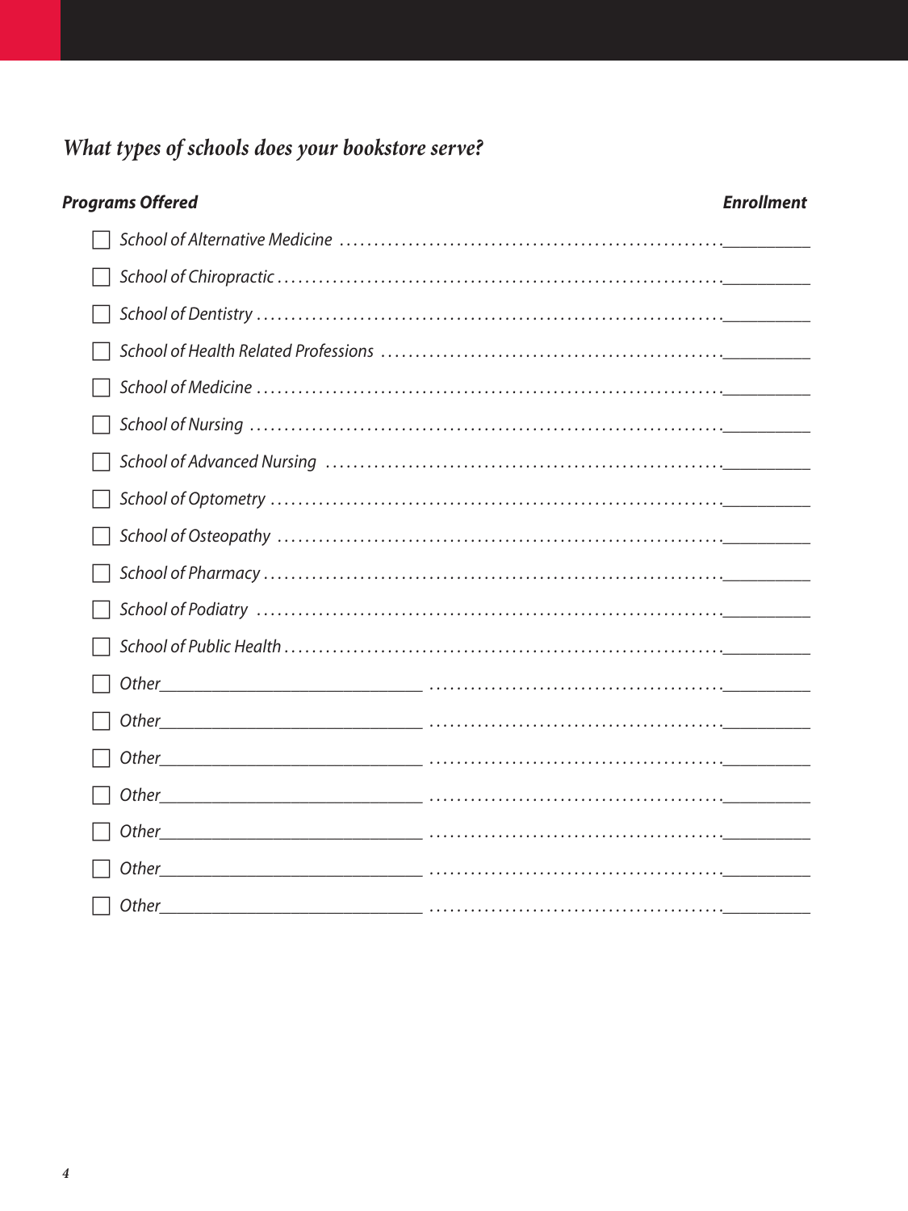## *What types of schools does your bookstore serve?*

| ***Programs Offered*** | ***Enrollment*** |
|---|---|
| ☐ *School of Alternative Medicine* | ________ |
| ☐ *School of Chiropractic* | ________ |
| ☐ *School of Dentistry* | ________ |
| ☐ *School of Health Related Professions* | ________ |
| ☐ *School of Medicine* | ________ |
| ☐ *School of Nursing* | ________ |
| ☐ *School of Advanced Nursing* | ________ |
| ☐ *School of Optometry* | ________ |
| ☐ *School of Osteopathy* | ________ |
| ☐ *School of Pharmacy* | ________ |
| ☐ *School of Podiatry* | ________ |
| ☐ *School of Public Health* | ________ |
| ☐ *Other*________________________ | ________ |
| ☐ *Other*________________________ | ________ |
| ☐ *Other*________________________ | ________ |
| ☐ *Other*________________________ | ________ |
| ☐ *Other*________________________ | ________ |
| ☐ *Other*________________________ | ________ |
| ☐ *Other*________________________ | ________ |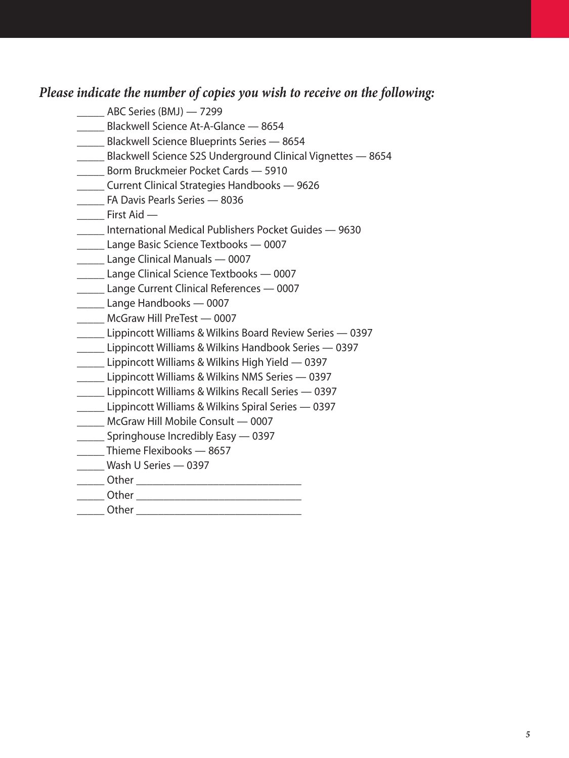*Please indicate the number of copies you wish to receive on the following:*

_____ ABC Series (BMJ) — 7299
_____ Blackwell Science At-A-Glance — 8654
_____ Blackwell Science Blueprints Series — 8654
_____ Blackwell Science S2S Underground Clinical Vignettes — 8654
_____ Borm Bruckmeier Pocket Cards — 5910
_____ Current Clinical Strategies Handbooks — 9626
_____ FA Davis Pearls Series — 8036
_____ First Aid —
_____ International Medical Publishers Pocket Guides — 9630
_____ Lange Basic Science Textbooks — 0007
_____ Lange Clinical Manuals — 0007
_____ Lange Clinical Science Textbooks — 0007
_____ Lange Current Clinical References — 0007
_____ Lange Handbooks — 0007
_____ McGraw Hill PreTest — 0007
_____ Lippincott Williams & Wilkins Board Review Series — 0397
_____ Lippincott Williams & Wilkins Handbook Series — 0397
_____ Lippincott Williams & Wilkins High Yield — 0397
_____ Lippincott Williams & Wilkins NMS Series — 0397
_____ Lippincott Williams & Wilkins Recall Series — 0397
_____ Lippincott Williams & Wilkins Spiral Series — 0397
_____ McGraw Hill Mobile Consult — 0007
_____ Springhouse Incredibly Easy — 0397
_____ Thieme Flexibooks — 8657
_____ Wash U Series — 0397
_____ Other ______________________________
_____ Other ______________________________
_____ Other ______________________________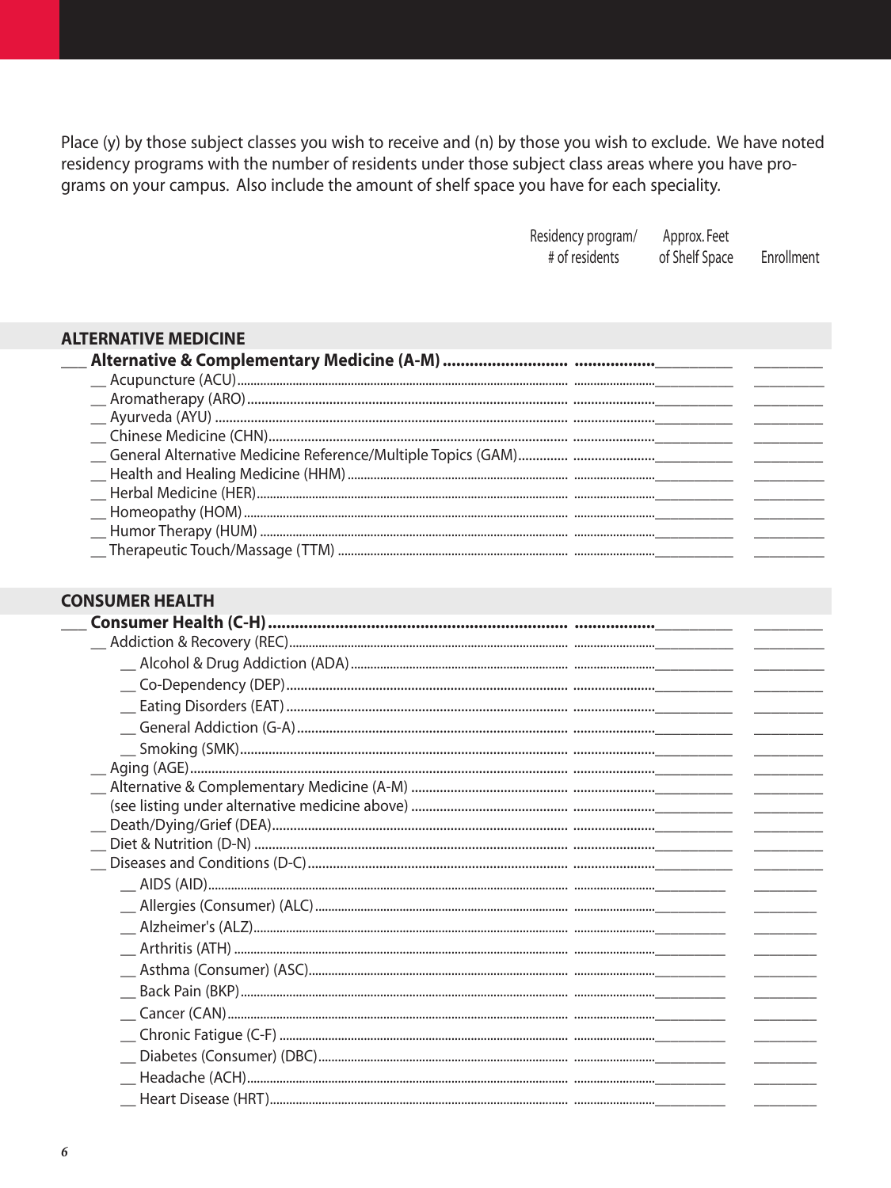Place (y) by those subject classes you wish to receive and (n) by those you wish to exclude. We have noted residency programs with the number of residents under those subject class areas where you have programs on your campus. Also include the amount of shelf space you have for each speciality.

| Subject Class | Residency program/ # of residents | Approx. Feet of Shelf Space | Enrollment |
|---|---|---|---|
| **ALTERNATIVE MEDICINE** | | | |
| ___ **Alternative & Complementary Medicine (A-M)** | | | |
| __ Acupuncture (ACU) | | | |
| __ Aromatherapy (ARO) | | | |
| __ Ayurveda (AYU) | | | |
| __ Chinese Medicine (CHN) | | | |
| __ General Alternative Medicine Reference/Multiple Topics (GAM) | | | |
| __ Health and Healing Medicine (HHM) | | | |
| __ Herbal Medicine (HER) | | | |
| __ Homeopathy (HOM) | | | |
| __ Humor Therapy (HUM) | | | |
| __ Therapeutic Touch/Massage (TTM) | | | |
| **CONSUMER HEALTH** | | | |
| ___ **Consumer Health (C-H)** | | | |
| __ Addiction & Recovery (REC) | | | |
| __ Alcohol & Drug Addiction (ADA) | | | |
| __ Co-Dependency (DEP) | | | |
| __ Eating Disorders (EAT) | | | |
| __ General Addiction (G-A) | | | |
| __ Smoking (SMK) | | | |
| __ Aging (AGE) | | | |
| __ Alternative & Complementary Medicine (A-M) (see listing under alternative medicine above) | | | |
| __ Death/Dying/Grief (DEA) | | | |
| __ Diet & Nutrition (D-N) | | | |
| __ Diseases and Conditions (D-C) | | | |
| __ AIDS (AID) | | | |
| __ Allergies (Consumer) (ALC) | | | |
| __ Alzheimer's (ALZ) | | | |
| __ Arthritis (ATH) | | | |
| __ Asthma (Consumer) (ASC) | | | |
| __ Back Pain (BKP) | | | |
| __ Cancer (CAN) | | | |
| __ Chronic Fatigue (C-F) | | | |
| __ Diabetes (Consumer) (DBC) | | | |
| __ Headache (ACH) | | | |
| __ Heart Disease (HRT) | | | |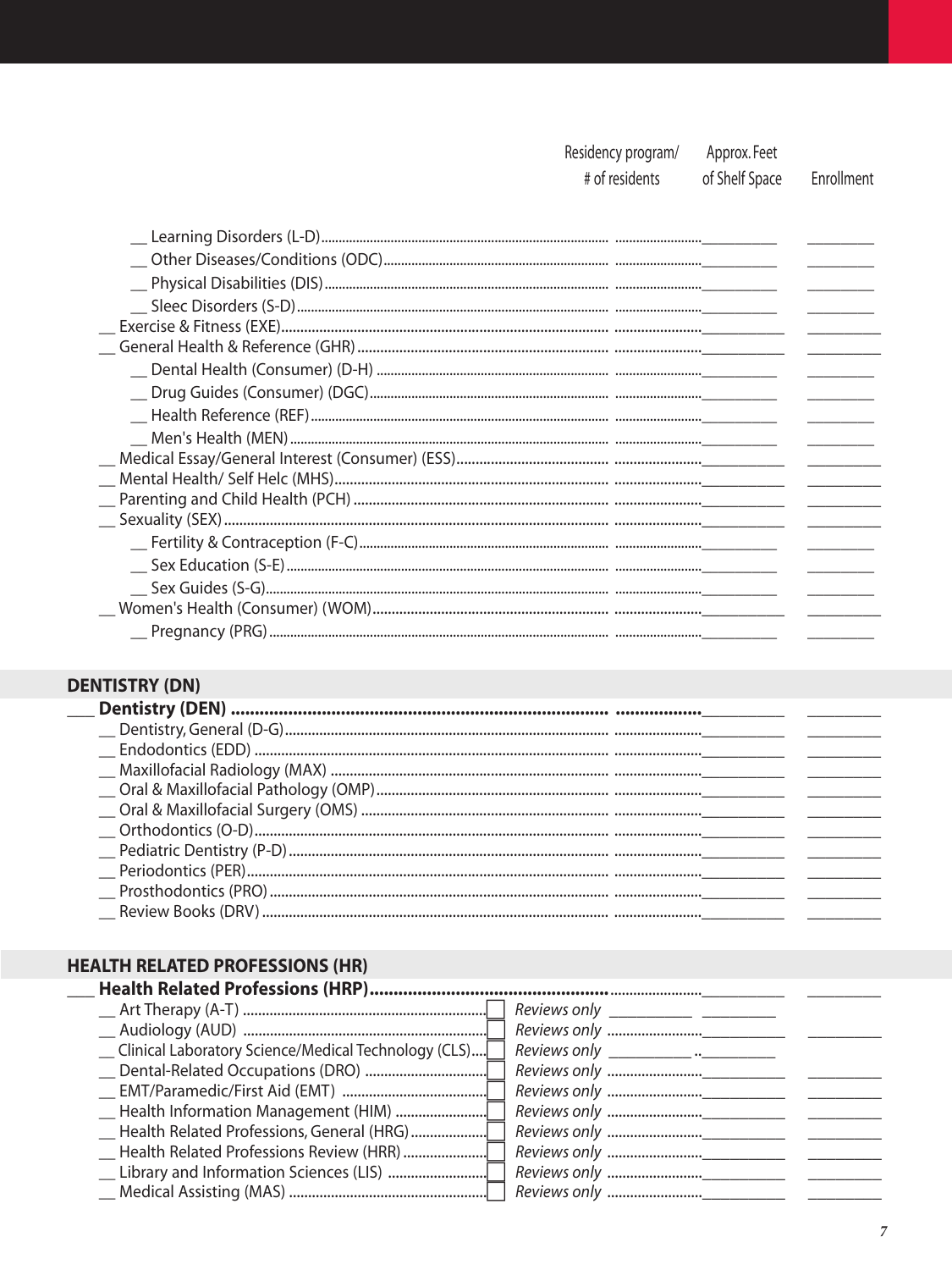| | Residency program/ # of residents | Approx. Feet of Shelf Space | Enrollment |
|---|---|---|---|
| __ Learning Disorders (L-D) | | | |
| __ Other Diseases/Conditions (ODC) | | | |
| __ Physical Disabilities (DIS) | | | |
| __ Sleec Disorders (S-D) | | | |
| __ Exercise & Fitness (EXE) | | | |
| __ General Health & Reference (GHR) | | | |
| __ Dental Health (Consumer) (D-H) | | | |
| __ Drug Guides (Consumer) (DGC) | | | |
| __ Health Reference (REF) | | | |
| __ Men's Health (MEN) | | | |
| __ Medical Essay/General Interest (Consumer) (ESS) | | | |
| __ Mental Health/ Self Helc (MHS) | | | |
| __ Parenting and Child Health (PCH) | | | |
| __ Sexuality (SEX) | | | |
| __ Fertility & Contraception (F-C) | | | |
| __ Sex Education (S-E) | | | |
| __ Sex Guides (S-G) | | | |
| __ Women's Health (Consumer) (WOM) | | | |
| __ Pregnancy (PRG) | | | |

## DENTISTRY (DN)

| | Residency program/ # of residents | Approx. Feet of Shelf Space | Enrollment |
|---|---|---|---|
| **___ Dentistry (DEN)** | | | |
| __ Dentistry, General (D-G) | | | |
| __ Endodontics (EDD) | | | |
| __ Maxillofacial Radiology (MAX) | | | |
| __ Oral & Maxillofacial Pathology (OMP) | | | |
| __ Oral & Maxillofacial Surgery (OMS) | | | |
| __ Orthodontics (O-D) | | | |
| __ Pediatric Dentistry (P-D) | | | |
| __ Periodontics (PER) | | | |
| __ Prosthodontics (PRO) | | | |
| __ Review Books (DRV) | | | |

## HEALTH RELATED PROFESSIONS (HR)

| | Residency program/ # of residents | Approx. Feet of Shelf Space | Enrollment |
|---|---|---|---|
| **___ Health Related Professions (HRP)** | | | |
| __ Art Therapy (A-T) ☐ | *Reviews only* | | |
| __ Audiology (AUD) ☐ | *Reviews only* | | |
| __ Clinical Laboratory Science/Medical Technology (CLS) ☐ | *Reviews only* | | |
| __ Dental-Related Occupations (DRO) ☐ | *Reviews only* | | |
| __ EMT/Paramedic/First Aid (EMT) ☐ | *Reviews only* | | |
| __ Health Information Management (HIM) ☐ | *Reviews only* | | |
| __ Health Related Professions, General (HRG) ☐ | *Reviews only* | | |
| __ Health Related Professions Review (HRR) ☐ | *Reviews only* | | |
| __ Library and Information Sciences (LIS) ☐ | *Reviews only* | | |
| __ Medical Assisting (MAS) ☐ | *Reviews only* | | |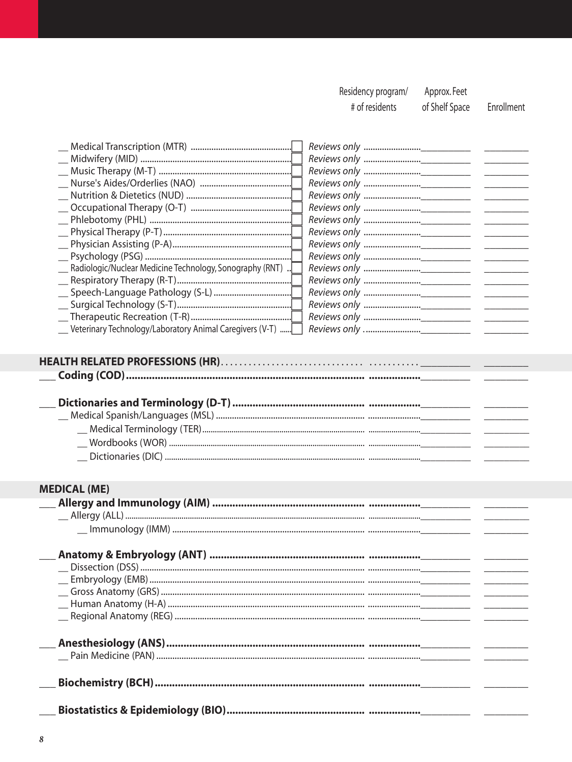| | Residency program/ # of residents | Approx. Feet of Shelf Space | Enrollment |
|---|---|---|---|
| __ Medical Transcription (MTR) ☐ | *Reviews only* | ______ | ______ |
| __ Midwifery (MID) ☐ | *Reviews only* | ______ | ______ |
| __ Music Therapy (M-T) ☐ | *Reviews only* | ______ | ______ |
| __ Nurse's Aides/Orderlies (NAO) ☐ | *Reviews only* | ______ | ______ |
| __ Nutrition & Dietetics (NUD) ☐ | *Reviews only* | ______ | ______ |
| __ Occupational Therapy (O-T) ☐ | *Reviews only* | ______ | ______ |
| __ Phlebotomy (PHL) ☐ | *Reviews only* | ______ | ______ |
| __ Physical Therapy (P-T) ☐ | *Reviews only* | ______ | ______ |
| __ Physician Assisting (P-A) ☐ | *Reviews only* | ______ | ______ |
| __ Psychology (PSG) ☐ | *Reviews only* | ______ | ______ |
| __ Radiologic/Nuclear Medicine Technology, Sonography (RNT) ☐ | *Reviews only* | ______ | ______ |
| __ Respiratory Therapy (R-T) ☐ | *Reviews only* | ______ | ______ |
| __ Speech-Language Pathology (S-L) ☐ | *Reviews only* | ______ | ______ |
| __ Surgical Technology (S-T) ☐ | *Reviews only* | ______ | ______ |
| __ Therapeutic Recreation (T-R) ☐ | *Reviews only* | ______ | ______ |
| __ Veterinary Technology/Laboratory Animal Caregivers (V-T) ☐ | *Reviews only* | ______ | ______ |

## HEALTH RELATED PROFESSIONS (HR)

| | | Approx. Feet of Shelf Space | Enrollment |
|---|---|---|---|
| **HEALTH RELATED PROFESSIONS (HR)** | | ______ | ______ |
| ___ **Coding (COD)** | | ______ | ______ |
| ___ **Dictionaries and Terminology (D-T)** | | ______ | ______ |
| __ Medical Spanish/Languages (MSL) | | ______ | ______ |
| __ Medical Terminology (TER) | | ______ | ______ |
| __ Wordbooks (WOR) | | ______ | ______ |
| __ Dictionaries (DIC) | | ______ | ______ |

## MEDICAL (ME)

| | | Approx. Feet of Shelf Space | Enrollment |
|---|---|---|---|
| ___ **Allergy and Immunology (AIM)** | | ______ | ______ |
| __ Allergy (ALL) | | ______ | ______ |
| __ Immunology (IMM) | | ______ | ______ |
| ___ **Anatomy & Embryology (ANT)** | | ______ | ______ |
| __ Dissection (DSS) | | ______ | ______ |
| __ Embryology (EMB) | | ______ | ______ |
| __ Gross Anatomy (GRS) | | ______ | ______ |
| __ Human Anatomy (H-A) | | ______ | ______ |
| __ Regional Anatomy (REG) | | ______ | ______ |
| ___ **Anesthesiology (ANS)** | | ______ | ______ |
| __ Pain Medicine (PAN) | | ______ | ______ |
| ___ **Biochemistry (BCH)** | | ______ | ______ |
| ___ **Biostatistics & Epidemiology (BIO)** | | ______ | ______ |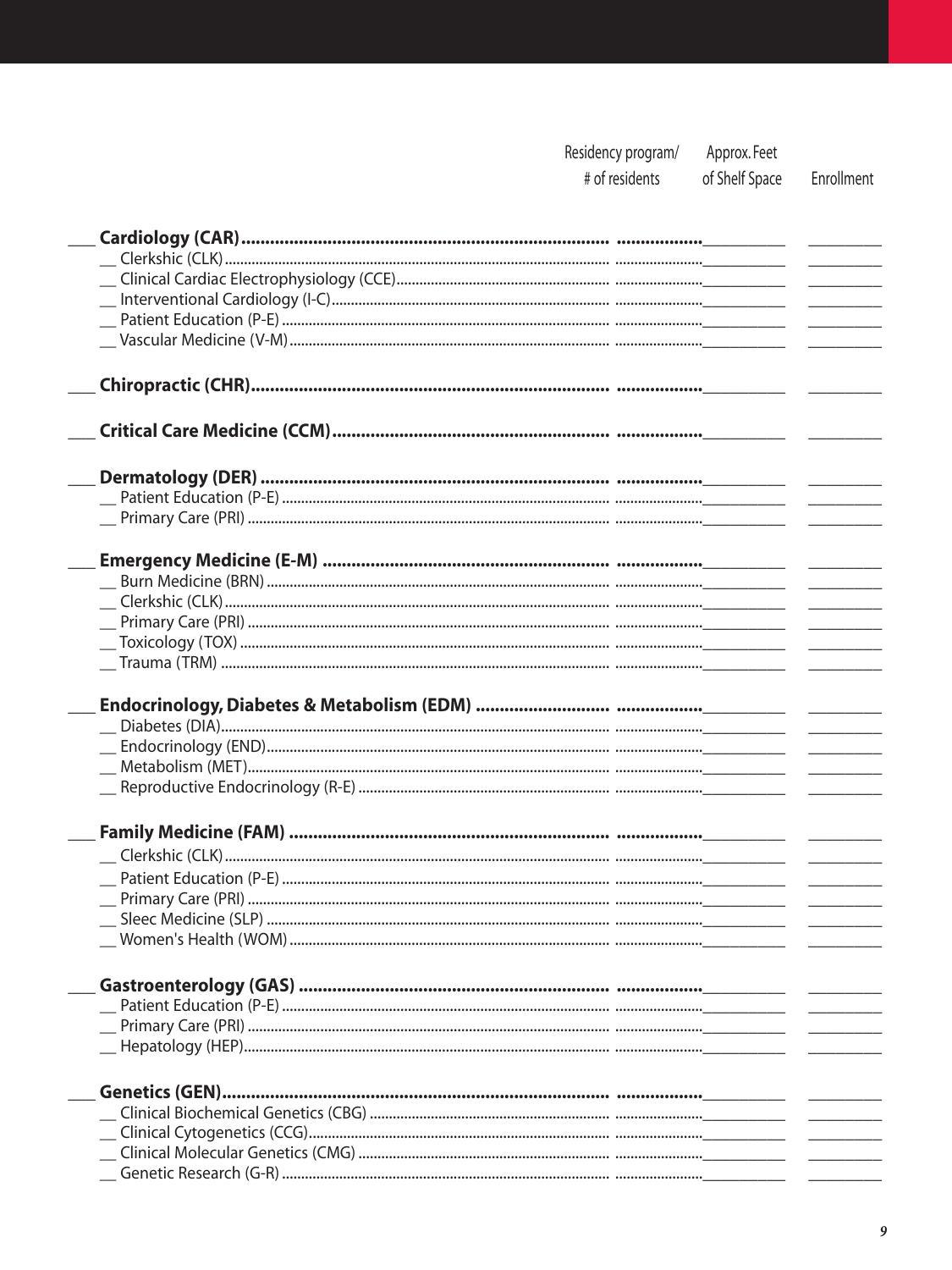| | Residency program/ # of residents | Approx. Feet of Shelf Space | Enrollment |
|---|---|---|---|
| ___ **Cardiology (CAR)** | | | |
| __ Clerkshic (CLK) | | | |
| __ Clinical Cardiac Electrophysiology (CCE) | | | |
| __ Interventional Cardiology (I-C) | | | |
| __ Patient Education (P-E) | | | |
| __ Vascular Medicine (V-M) | | | |
| ___ **Chiropractic (CHR)** | | | |
| ___ **Critical Care Medicine (CCM)** | | | |
| ___ **Dermatology (DER)** | | | |
| __ Patient Education (P-E) | | | |
| __ Primary Care (PRI) | | | |
| ___ **Emergency Medicine (E-M)** | | | |
| __ Burn Medicine (BRN) | | | |
| __ Clerkshic (CLK) | | | |
| __ Primary Care (PRI) | | | |
| __ Toxicology (TOX) | | | |
| __ Trauma (TRM) | | | |
| ___ **Endocrinology, Diabetes & Metabolism (EDM)** | | | |
| __ Diabetes (DIA) | | | |
| __ Endocrinology (END) | | | |
| __ Metabolism (MET) | | | |
| __ Reproductive Endocrinology (R-E) | | | |
| ___ **Family Medicine (FAM)** | | | |
| __ Clerkshic (CLK) | | | |
| __ Patient Education (P-E) | | | |
| __ Primary Care (PRI) | | | |
| __ Sleec Medicine (SLP) | | | |
| __ Women's Health (WOM) | | | |
| ___ **Gastroenterology (GAS)** | | | |
| __ Patient Education (P-E) | | | |
| __ Primary Care (PRI) | | | |
| __ Hepatology (HEP) | | | |
| ___ **Genetics (GEN)** | | | |
| __ Clinical Biochemical Genetics (CBG) | | | |
| __ Clinical Cytogenetics (CCG) | | | |
| __ Clinical Molecular Genetics (CMG) | | | |
| __ Genetic Research (G-R) | | | |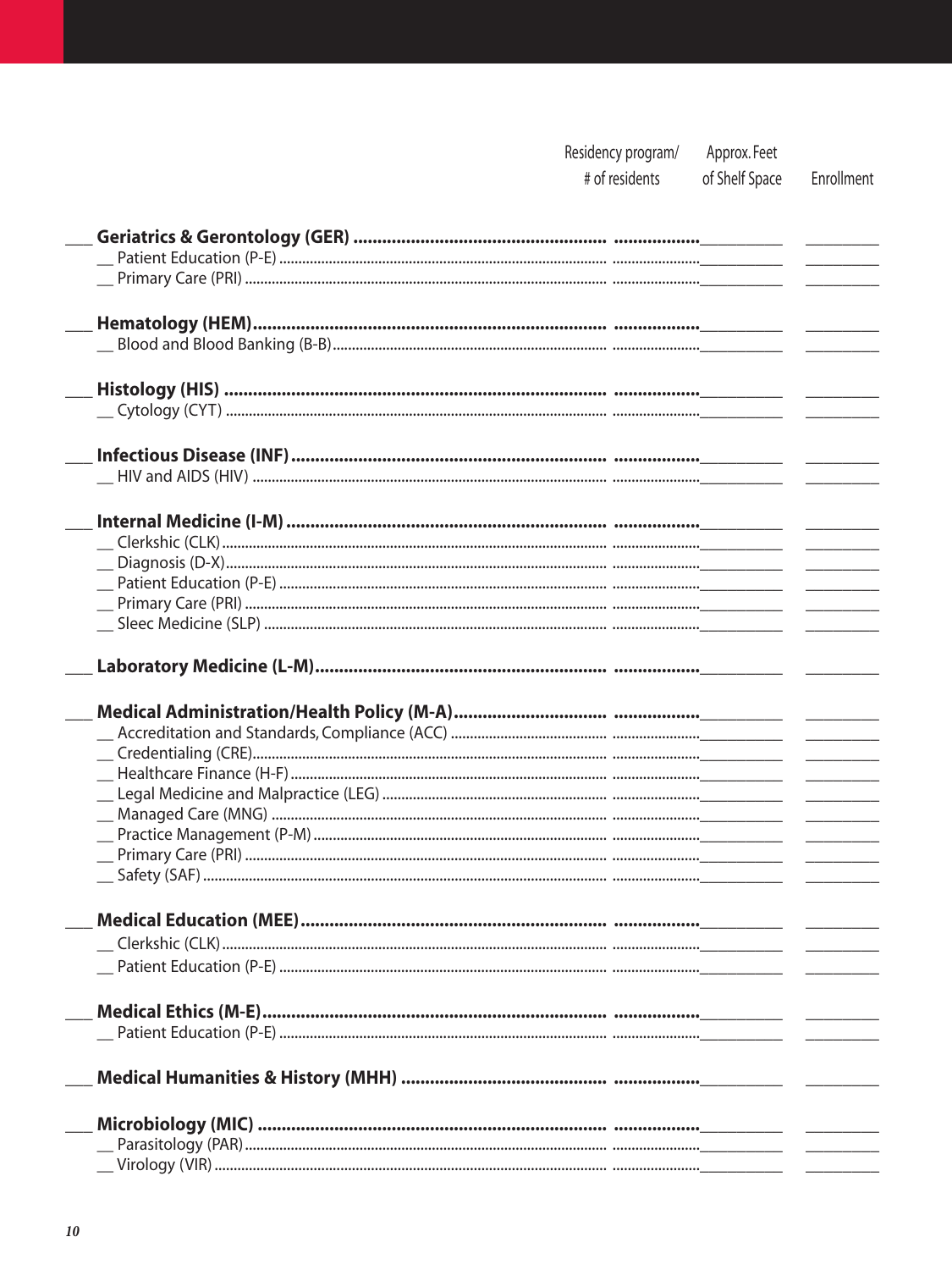| | Residency program/ # of residents | Approx. Feet of Shelf Space | Enrollment |
|---|---|---|---|
| ___ **Geriatrics & Gerontology (GER)** | | | |
| __ Patient Education (P-E) | | | |
| __ Primary Care (PRI) | | | |
| ___ **Hematology (HEM)** | | | |
| __ Blood and Blood Banking (B-B) | | | |
| ___ **Histology (HIS)** | | | |
| __ Cytology (CYT) | | | |
| ___ **Infectious Disease (INF)** | | | |
| __ HIV and AIDS (HIV) | | | |
| ___ **Internal Medicine (I-M)** | | | |
| __ Clerkshic (CLK) | | | |
| __ Diagnosis (D-X) | | | |
| __ Patient Education (P-E) | | | |
| __ Primary Care (PRI) | | | |
| __ Sleec Medicine (SLP) | | | |
| ___ **Laboratory Medicine (L-M)** | | | |
| ___ **Medical Administration/Health Policy (M-A)** | | | |
| __ Accreditation and Standards, Compliance (ACC) | | | |
| __ Credentialing (CRE) | | | |
| __ Healthcare Finance (H-F) | | | |
| __ Legal Medicine and Malpractice (LEG) | | | |
| __ Managed Care (MNG) | | | |
| __ Practice Management (P-M) | | | |
| __ Primary Care (PRI) | | | |
| __ Safety (SAF) | | | |
| ___ **Medical Education (MEE)** | | | |
| __ Clerkshic (CLK) | | | |
| __ Patient Education (P-E) | | | |
| ___ **Medical Ethics (M-E)** | | | |
| __ Patient Education (P-E) | | | |
| ___ **Medical Humanities & History (MHH)** | | | |
| ___ **Microbiology (MIC)** | | | |
| __ Parasitology (PAR) | | | |
| __ Virology (VIR) | | | |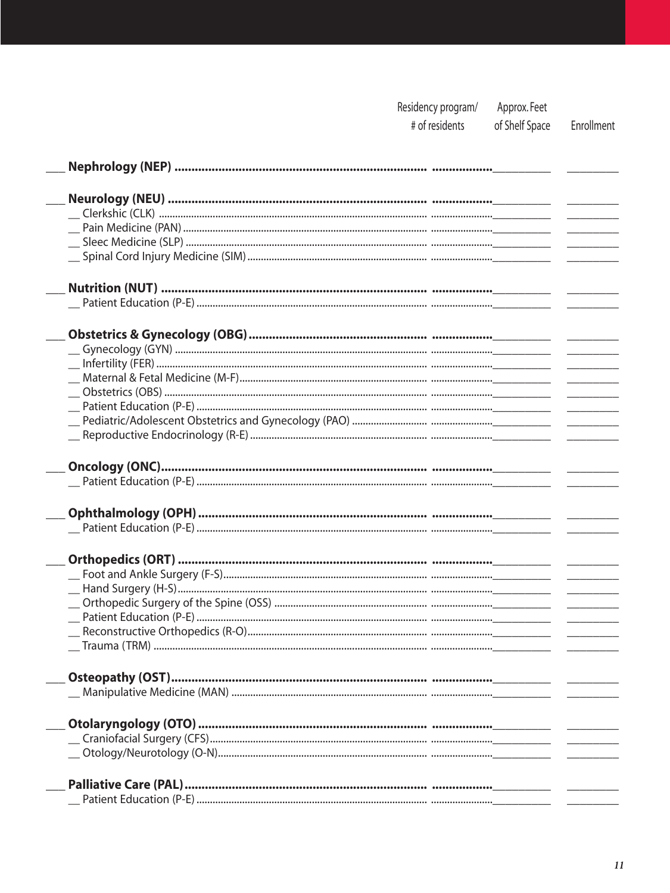| | Residency program/ # of residents | Approx. Feet of Shelf Space | Enrollment |
|---|---|---|---|
| ___ **Nephrology (NEP)** | | | |
| ___ **Neurology (NEU)** | | | |
| __ Clerkshic (CLK) | | | |
| __ Pain Medicine (PAN) | | | |
| __ Sleec Medicine (SLP) | | | |
| __ Spinal Cord Injury Medicine (SIM) | | | |
| ___ **Nutrition (NUT)** | | | |
| __ Patient Education (P-E) | | | |
| ___ **Obstetrics & Gynecology (OBG)** | | | |
| __ Gynecology (GYN) | | | |
| __ Infertility (FER) | | | |
| __ Maternal & Fetal Medicine (M-F) | | | |
| __ Obstetrics (OBS) | | | |
| __ Patient Education (P-E) | | | |
| __ Pediatric/Adolescent Obstetrics and Gynecology (PAO) | | | |
| __ Reproductive Endocrinology (R-E) | | | |
| ___ **Oncology (ONC)** | | | |
| __ Patient Education (P-E) | | | |
| ___ **Ophthalmology (OPH)** | | | |
| __ Patient Education (P-E) | | | |
| ___ **Orthopedics (ORT)** | | | |
| __ Foot and Ankle Surgery (F-S) | | | |
| __ Hand Surgery (H-S) | | | |
| __ Orthopedic Surgery of the Spine (OSS) | | | |
| __ Patient Education (P-E) | | | |
| __ Reconstructive Orthopedics (R-O) | | | |
| __ Trauma (TRM) | | | |
| ___ **Osteopathy (OST)** | | | |
| __ Manipulative Medicine (MAN) | | | |
| ___ **Otolaryngology (OTO)** | | | |
| __ Craniofacial Surgery (CFS) | | | |
| __ Otology/Neurotology (O-N) | | | |
| ___ **Palliative Care (PAL)** | | | |
| __ Patient Education (P-E) | | | |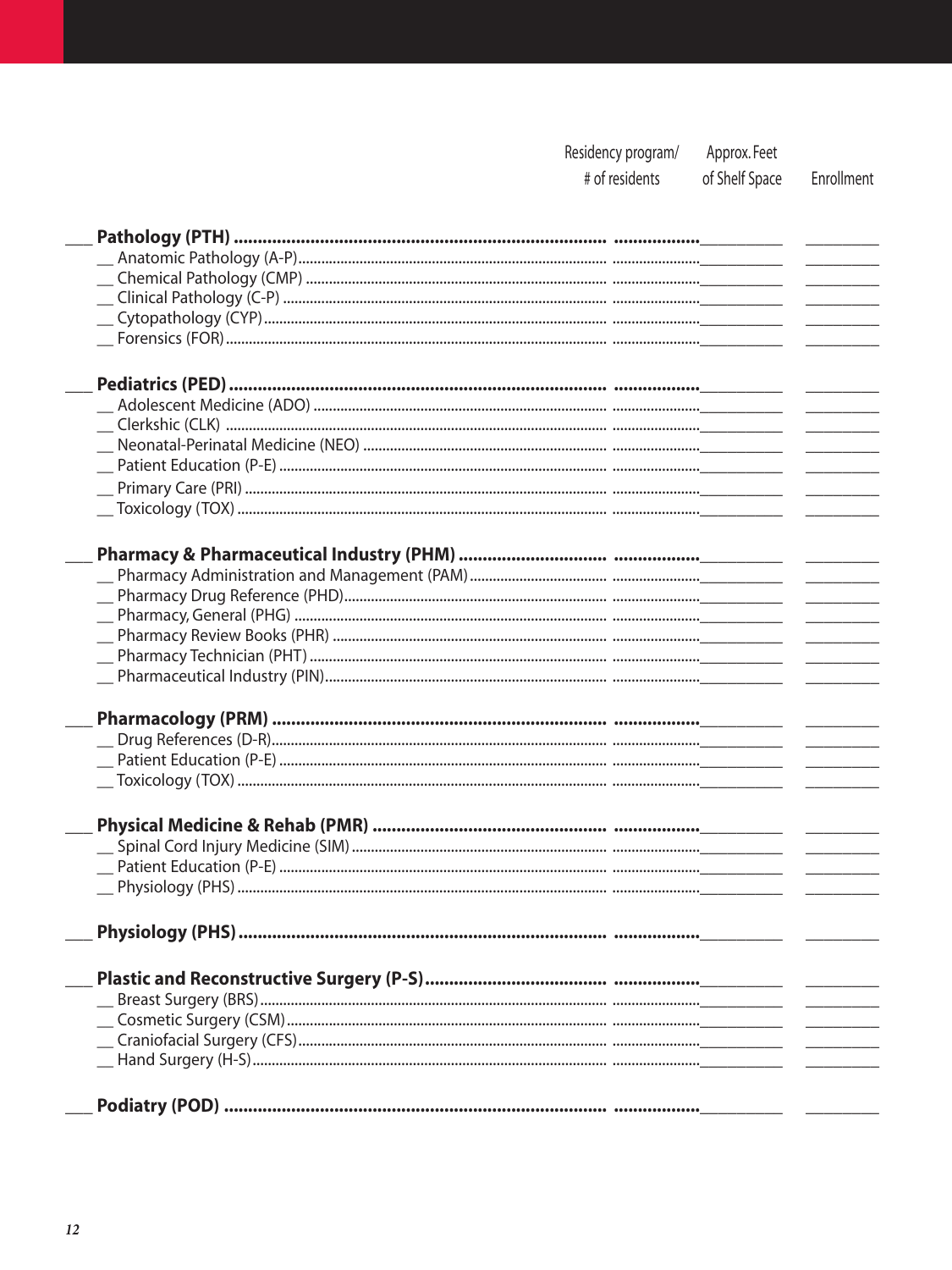| | Residency program/ # of residents | Approx. Feet of Shelf Space | Enrollment |
|---|---|---|---|
| ___ **Pathology (PTH)** | | | |
| __ Anatomic Pathology (A-P) | | | |
| __ Chemical Pathology (CMP) | | | |
| __ Clinical Pathology (C-P) | | | |
| __ Cytopathology (CYP) | | | |
| __ Forensics (FOR) | | | |
| ___ **Pediatrics (PED)** | | | |
| __ Adolescent Medicine (ADO) | | | |
| __ Clerkshic (CLK) | | | |
| __ Neonatal-Perinatal Medicine (NEO) | | | |
| __ Patient Education (P-E) | | | |
| __ Primary Care (PRI) | | | |
| __ Toxicology (TOX) | | | |
| ___ **Pharmacy & Pharmaceutical Industry (PHM)** | | | |
| __ Pharmacy Administration and Management (PAM) | | | |
| __ Pharmacy Drug Reference (PHD) | | | |
| __ Pharmacy, General (PHG) | | | |
| __ Pharmacy Review Books (PHR) | | | |
| __ Pharmacy Technician (PHT) | | | |
| __ Pharmaceutical Industry (PIN) | | | |
| ___ **Pharmacology (PRM)** | | | |
| __ Drug References (D-R) | | | |
| __ Patient Education (P-E) | | | |
| __ Toxicology (TOX) | | | |
| ___ **Physical Medicine & Rehab (PMR)** | | | |
| __ Spinal Cord Injury Medicine (SIM) | | | |
| __ Patient Education (P-E) | | | |
| __ Physiology (PHS) | | | |
| ___ **Physiology (PHS)** | | | |
| ___ **Plastic and Reconstructive Surgery (P-S)** | | | |
| __ Breast Surgery (BRS) | | | |
| __ Cosmetic Surgery (CSM) | | | |
| __ Craniofacial Surgery (CFS) | | | |
| __ Hand Surgery (H-S) | | | |
| ___ **Podiatry (POD)** | | | |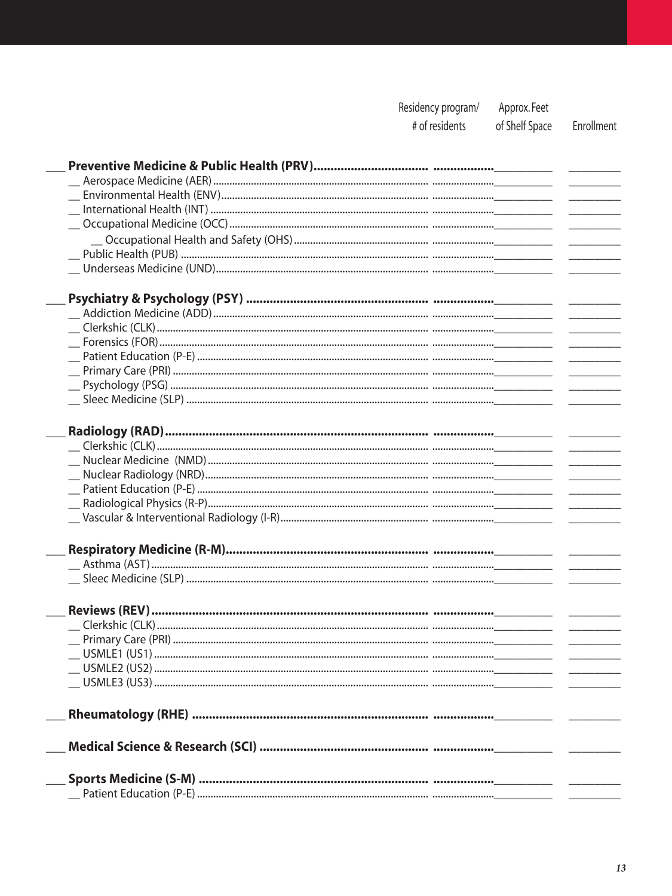| | Residency program/ # of residents | Approx. Feet of Shelf Space | Enrollment |
|---|---|---|---|
| ___ **Preventive Medicine & Public Health (PRV)** | | | |
| __ Aerospace Medicine (AER) | | | |
| __ Environmental Health (ENV) | | | |
| __ International Health (INT) | | | |
| __ Occupational Medicine (OCC) | | | |
| __ Occupational Health and Safety (OHS) | | | |
| __ Public Health (PUB) | | | |
| __ Underseas Medicine (UND) | | | |
| ___ **Psychiatry & Psychology (PSY)** | | | |
| __ Addiction Medicine (ADD) | | | |
| __ Clerkshic (CLK) | | | |
| __ Forensics (FOR) | | | |
| __ Patient Education (P-E) | | | |
| __ Primary Care (PRI) | | | |
| __ Psychology (PSG) | | | |
| __ Sleec Medicine (SLP) | | | |
| ___ **Radiology (RAD)** | | | |
| __ Clerkshic (CLK) | | | |
| __ Nuclear Medicine (NMD) | | | |
| __ Nuclear Radiology (NRD) | | | |
| __ Patient Education (P-E) | | | |
| __ Radiological Physics (R-P) | | | |
| __ Vascular & Interventional Radiology (I-R) | | | |
| ___ **Respiratory Medicine (R-M)** | | | |
| __ Asthma (AST) | | | |
| __ Sleec Medicine (SLP) | | | |
| ___ **Reviews (REV)** | | | |
| __ Clerkshic (CLK) | | | |
| __ Primary Care (PRI) | | | |
| __ USMLE1 (US1) | | | |
| __ USMLE2 (US2) | | | |
| __ USMLE3 (US3) | | | |
| ___ **Rheumatology (RHE)** | | | |
| ___ **Medical Science & Research (SCI)** | | | |
| ___ **Sports Medicine (S-M)** | | | |
| __ Patient Education (P-E) | | | |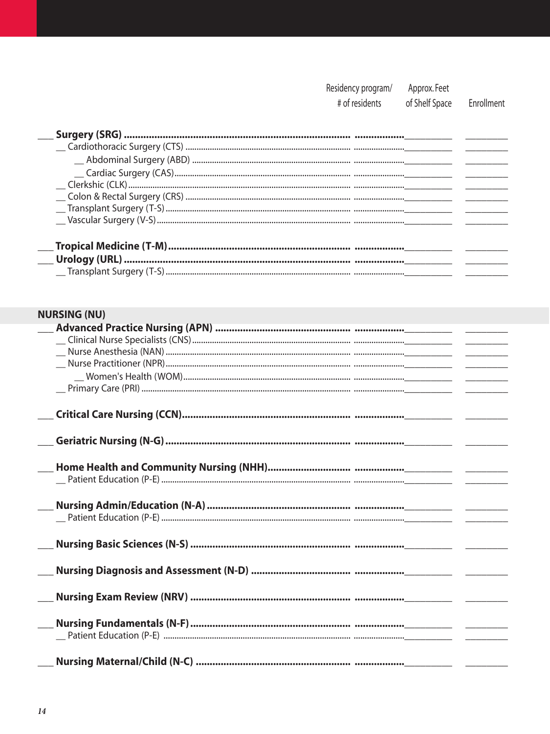| | Residency program/ # of residents | Approx. Feet of Shelf Space | Enrollment |
|---|---|---|---|
| ___ **Surgery (SRG)** | | | |
| __ Cardiothoracic Surgery (CTS) | | | |
| __ Abdominal Surgery (ABD) | | | |
| __ Cardiac Surgery (CAS) | | | |
| __ Clerkshic (CLK) | | | |
| __ Colon & Rectal Surgery (CRS) | | | |
| __ Transplant Surgery (T-S) | | | |
| __ Vascular Surgery (V-S) | | | |
| ___ **Tropical Medicine (T-M)** | | | |
| ___ **Urology (URL)** | | | |
| __ Transplant Surgery (T-S) | | | |

## NURSING (NU)

| | Residency program/ # of residents | Approx. Feet of Shelf Space | Enrollment |
|---|---|---|---|
| ___ **Advanced Practice Nursing (APN)** | | | |
| __ Clinical Nurse Specialists (CNS) | | | |
| __ Nurse Anesthesia (NAN) | | | |
| __ Nurse Practitioner (NPR) | | | |
| __ Women's Health (WOM) | | | |
| __ Primary Care (PRI) | | | |
| ___ **Critical Care Nursing (CCN)** | | | |
| ___ **Geriatric Nursing (N-G)** | | | |
| ___ **Home Health and Community Nursing (NHH)** | | | |
| __ Patient Education (P-E) | | | |
| ___ **Nursing Admin/Education (N-A)** | | | |
| __ Patient Education (P-E) | | | |
| ___ **Nursing Basic Sciences (N-S)** | | | |
| ___ **Nursing Diagnosis and Assessment (N-D)** | | | |
| ___ **Nursing Exam Review (NRV)** | | | |
| ___ **Nursing Fundamentals (N-F)** | | | |
| __ Patient Education (P-E) | | | |
| ___ **Nursing Maternal/Child (N-C)** | | | |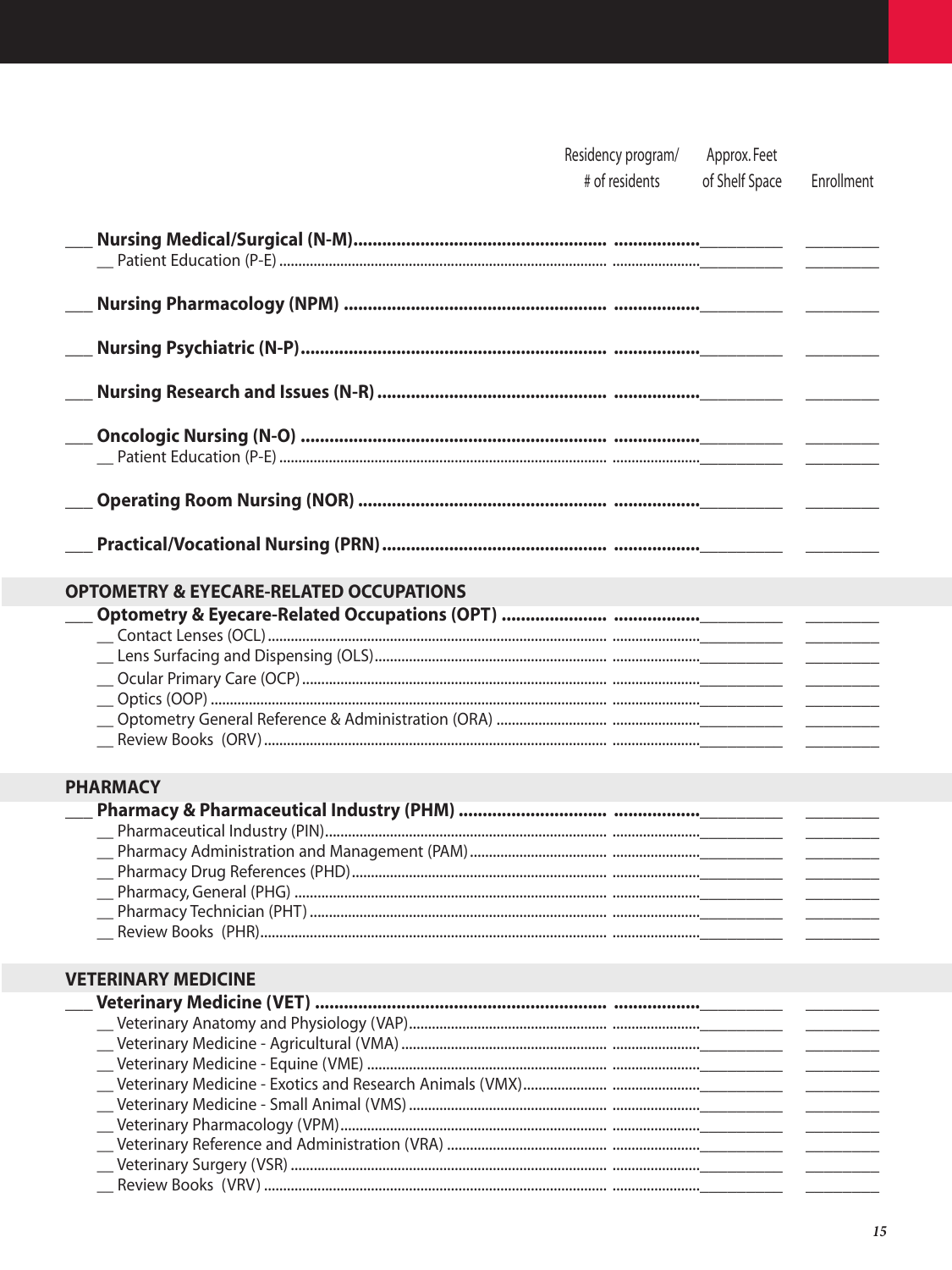| | Residency program/ # of residents | Approx. Feet of Shelf Space | Enrollment |
|---|---|---|---|
| ___ **Nursing Medical/Surgical (N-M)** | | | |
| __ Patient Education (P-E) | | | |
| ___ **Nursing Pharmacology (NPM)** | | | |
| ___ **Nursing Psychiatric (N-P)** | | | |
| ___ **Nursing Research and Issues (N-R)** | | | |
| ___ **Oncologic Nursing (N-O)** | | | |
| __ Patient Education (P-E) | | | |
| ___ **Operating Room Nursing (NOR)** | | | |
| ___ **Practical/Vocational Nursing (PRN)** | | | |
| **OPTOMETRY & EYECARE-RELATED OCCUPATIONS** | | | |
| ___ **Optometry & Eyecare-Related Occupations (OPT)** | | | |
| __ Contact Lenses (OCL) | | | |
| __ Lens Surfacing and Dispensing (OLS) | | | |
| __ Ocular Primary Care (OCP) | | | |
| __ Optics (OOP) | | | |
| __ Optometry General Reference & Administration (ORA) | | | |
| __ Review Books (ORV) | | | |
| **PHARMACY** | | | |
| ___ **Pharmacy & Pharmaceutical Industry (PHM)** | | | |
| __ Pharmaceutical Industry (PIN) | | | |
| __ Pharmacy Administration and Management (PAM) | | | |
| __ Pharmacy Drug References (PHD) | | | |
| __ Pharmacy, General (PHG) | | | |
| __ Pharmacy Technician (PHT) | | | |
| __ Review Books (PHR) | | | |
| **VETERINARY MEDICINE** | | | |
| ___ **Veterinary Medicine (VET)** | | | |
| __ Veterinary Anatomy and Physiology (VAP) | | | |
| __ Veterinary Medicine - Agricultural (VMA) | | | |
| __ Veterinary Medicine - Equine (VME) | | | |
| __ Veterinary Medicine - Exotics and Research Animals (VMX) | | | |
| __ Veterinary Medicine - Small Animal (VMS) | | | |
| __ Veterinary Pharmacology (VPM) | | | |
| __ Veterinary Reference and Administration (VRA) | | | |
| __ Veterinary Surgery (VSR) | | | |
| __ Review Books (VRV) | | | |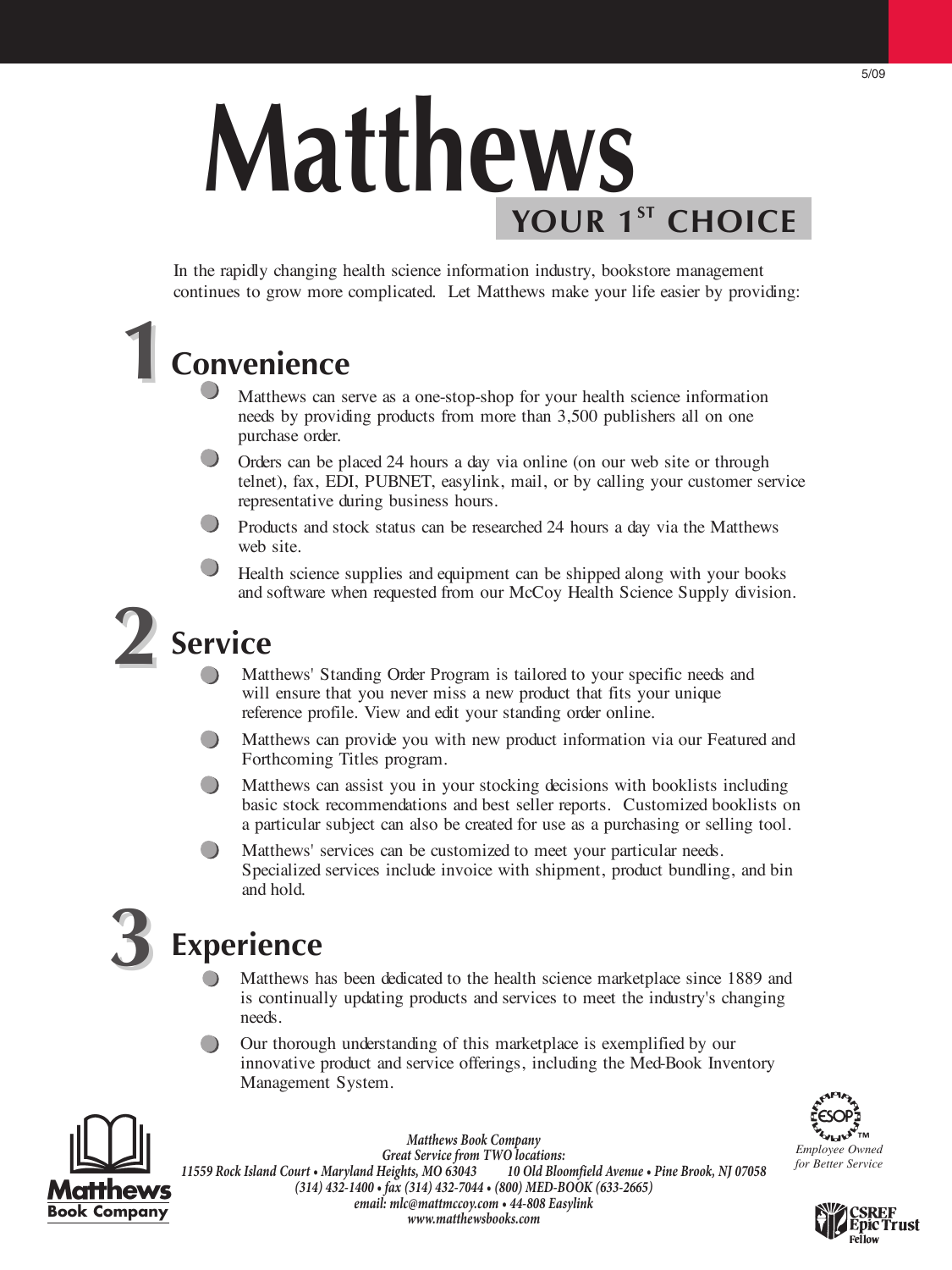5/09

# Matthews

## YOUR 1ST CHOICE

In the rapidly changing health science information industry, bookstore management continues to grow more complicated. Let Matthews make your life easier by providing:

## 1 Convenience

- Matthews can serve as a one-stop-shop for your health science information needs by providing products from more than 3,500 publishers all on one purchase order.
- Orders can be placed 24 hours a day via online (on our web site or through telnet), fax, EDI, PUBNET, easylink, mail, or by calling your customer service representative during business hours.
- Products and stock status can be researched 24 hours a day via the Matthews web site.
- Health science supplies and equipment can be shipped along with your books and software when requested from our McCoy Health Science Supply division.

## 2 Service

- Matthews' Standing Order Program is tailored to your specific needs and will ensure that you never miss a new product that fits your unique reference profile. View and edit your standing order online.
- Matthews can provide you with new product information via our Featured and Forthcoming Titles program.
- Matthews can assist you in your stocking decisions with booklists including basic stock recommendations and best seller reports. Customized booklists on a particular subject can also be created for use as a purchasing or selling tool.
- Matthews' services can be customized to meet your particular needs. Specialized services include invoice with shipment, product bundling, and bin and hold.

## 3 Experience

- Matthews has been dedicated to the health science marketplace since 1889 and is continually updating products and services to meet the industry's changing needs.
- Our thorough understanding of this marketplace is exemplified by our innovative product and service offerings, including the Med-Book Inventory Management System.

Matthews Book Company

*Matthews Book Company*
*Great Service from TWO locations:*
*11559 Rock Island Court • Maryland Heights, MO 63043 10 Old Bloomfield Avenue • Pine Brook, NJ 07058*
*(314) 432-1400 • fax (314) 432-7044 • (800) MED-BOOK (633-2665)*
*email: mlc@mattmccoy.com • 44-808 Easylink*
*www.matthewsbooks.com*

ESOP™ *Employee Owned for Better Service*

CSREF Epic Trust Fellow